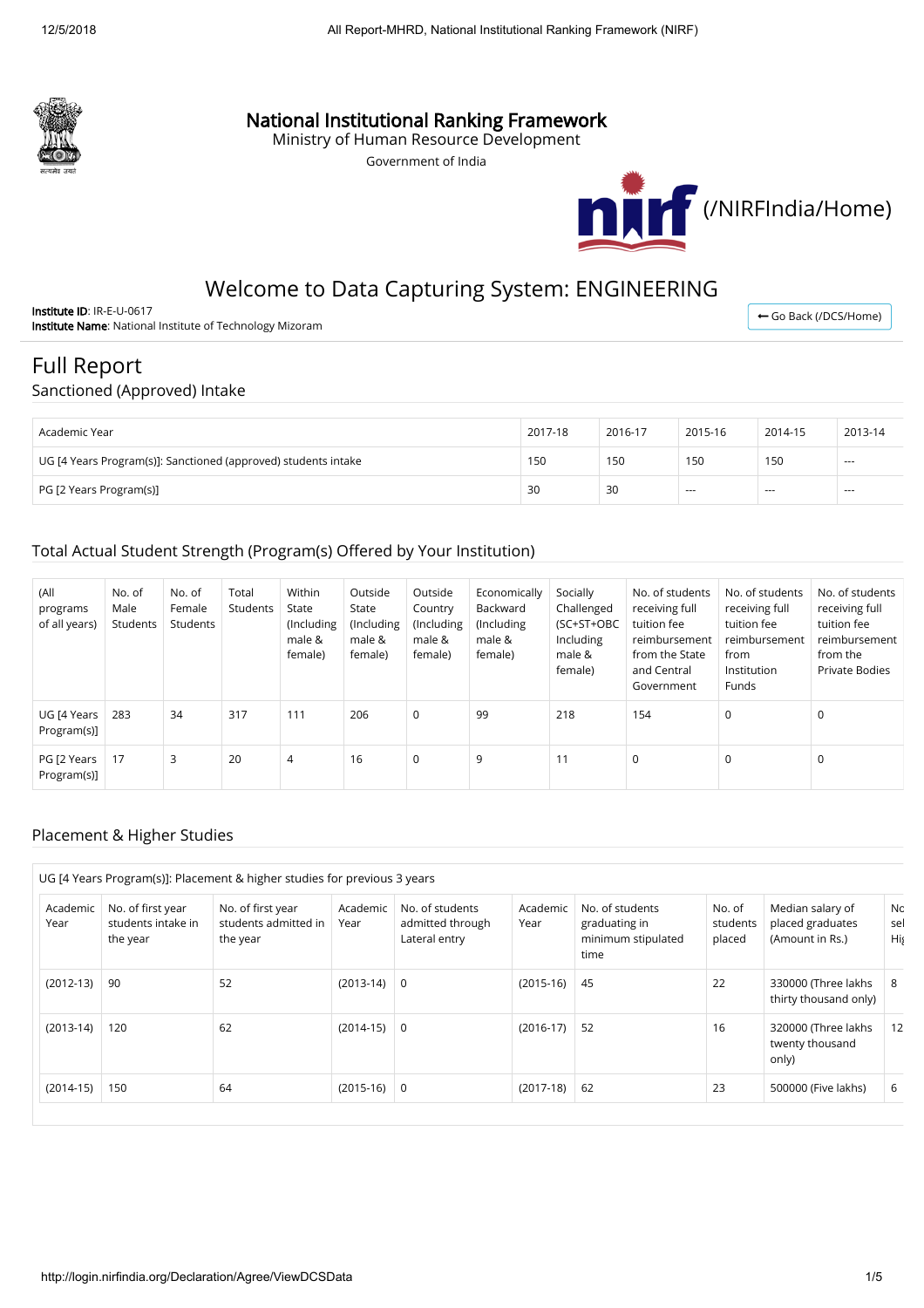# National Institutional Ranking Framework

Ministry of Human Resource Development

Government of India

(/NIRFIndia/Home)

## Welcome to Data Capturing System: ENGINEERING

**Institute ID**: IR-E-U-0617
**Institute Name**: National Institute of Technology Mizoram

Go Back (/DCS/Home)

# Full Report

## Sanctioned (Approved) Intake

| Academic Year | 2017-18 | 2016-17 | 2015-16 | 2014-15 | 2013-14 |
|---|---|---|---|---|---|
| UG [4 Years Program(s)]: Sanctioned (approved) students intake | 150 | 150 | 150 | 150 | --- |
| PG [2 Years Program(s)] | 30 | 30 | --- | --- | --- |

## Total Actual Student Strength (Program(s) Offered by Your Institution)

| (All programs of all years) | No. of Male Students | No. of Female Students | Total Students | Within State (Including male & female) | Outside State (Including male & female) | Outside Country (Including male & female) | Economically Backward (Including male & female) | Socially Challenged (SC+ST+OBC Including male & female) | No. of students receiving full tuition fee reimbursement from the State and Central Government | No. of students receiving full tuition fee reimbursement from Institution Funds | No. of students receiving full tuition fee reimbursement from the Private Bodies |
|---|---|---|---|---|---|---|---|---|---|---|---|
| UG [4 Years Program(s)] | 283 | 34 | 317 | 111 | 206 | 0 | 99 | 218 | 154 | 0 | 0 |
| PG [2 Years Program(s)] | 17 | 3 | 20 | 4 | 16 | 0 | 9 | 11 | 0 | 0 | 0 |

## Placement & Higher Studies

UG [4 Years Program(s)]: Placement & higher studies for previous 3 years

| Academic Year | No. of first year students intake in the year | No. of first year students admitted in the year | Academic Year | No. of students admitted through Lateral entry | Academic Year | No. of students graduating in minimum stipulated time | No. of students placed | Median salary of placed graduates (Amount in Rs.) | No. of students selected for Higher Studies |
|---|---|---|---|---|---|---|---|---|---|
| (2012-13) | 90 | 52 | (2013-14) | 0 | (2015-16) | 45 | 22 | 330000 (Three lakhs thirty thousand only) | 8 |
| (2013-14) | 120 | 62 | (2014-15) | 0 | (2016-17) | 52 | 16 | 320000 (Three lakhs twenty thousand only) | 12 |
| (2014-15) | 150 | 64 | (2015-16) | 0 | (2017-18) | 62 | 23 | 500000 (Five lakhs) | 6 |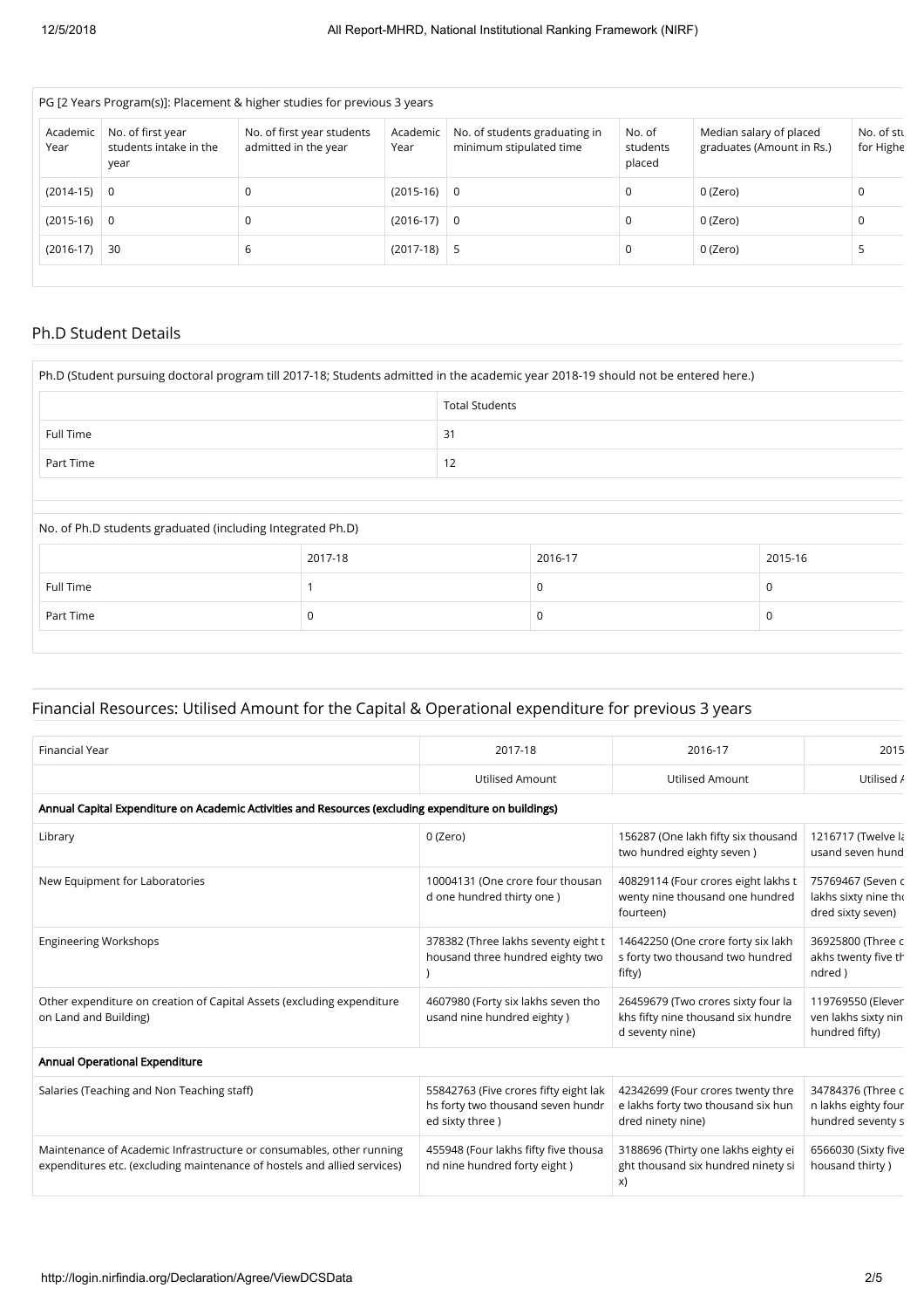| PG [2 Years Program(s)]: Placement & higher studies for previous 3 years | | | | | | | |
|---|---|---|---|---|---|---|---|
| Academic Year | No. of first year students intake in the year | No. of first year students admitted in the year | Academic Year | No. of students graduating in minimum stipulated time | No. of students placed | Median salary of placed graduates (Amount in Rs.) | No. of stu for Highe |
| (2014-15) | 0 | 0 | (2015-16) | 0 | 0 | 0 (Zero) | 0 |
| (2015-16) | 0 | 0 | (2016-17) | 0 | 0 | 0 (Zero) | 0 |
| (2016-17) | 30 | 6 | (2017-18) | 5 | 0 | 0 (Zero) | 5 |

## Ph.D Student Details

| Ph.D (Student pursuing doctoral program till 2017-18; Students admitted in the academic year 2018-19 should not be entered here.) | |
|---|---|
| | Total Students |
| Full Time | 31 |
| Part Time | 12 |

| No. of Ph.D students graduated (including Integrated Ph.D) | | | |
|---|---|---|---|
| | 2017-18 | 2016-17 | 2015-16 |
| Full Time | 1 | 0 | 0 |
| Part Time | 0 | 0 | 0 |

## Financial Resources: Utilised Amount for the Capital & Operational expenditure for previous 3 years

| Financial Year | 2017-18 | 2016-17 | 2015 |
|---|---|---|---|
| | Utilised Amount | Utilised Amount | Utilised A |
| **Annual Capital Expenditure on Academic Activities and Resources (excluding expenditure on buildings)** | | | |
| Library | 0 (Zero) | 156287 (One lakh fifty six thousand two hundred eighty seven ) | 1216717 (Twelve la usand seven hund |
| New Equipment for Laboratories | 10004131 (One crore four thousand one hundred thirty one ) | 40829114 (Four crores eight lakhs twenty nine thousand one hundred fourteen) | 75769467 (Seven c lakhs sixty nine tho dred sixty seven) |
| Engineering Workshops | 378382 (Three lakhs seventy eight thousand three hundred eighty two ) | 14642250 (One crore forty six lakhs forty two thousand two hundred fifty) | 36925800 (Three c akhs twenty five th ndred ) |
| Other expenditure on creation of Capital Assets (excluding expenditure on Land and Building) | 4607980 (Forty six lakhs seven thousand nine hundred eighty ) | 26459679 (Two crores sixty four lakhs fifty nine thousand six hundred seventy nine) | 119769550 (Elever ven lakhs sixty nin hundred fifty) |
| **Annual Operational Expenditure** | | | |
| Salaries (Teaching and Non Teaching staff) | 55842763 (Five crores fifty eight lakhs forty two thousand seven hundred sixty three ) | 42342699 (Four crores twenty three lakhs forty two thousand six hundred ninety nine) | 34784376 (Three c n lakhs eighty four hundred seventy s |
| Maintenance of Academic Infrastructure or consumables, other running expenditures etc. (excluding maintenance of hostels and allied services) | 455948 (Four lakhs fifty five thousand nine hundred forty eight ) | 3188696 (Thirty one lakhs eighty eight thousand six hundred ninety six) | 6566030 (Sixty five housand thirty ) |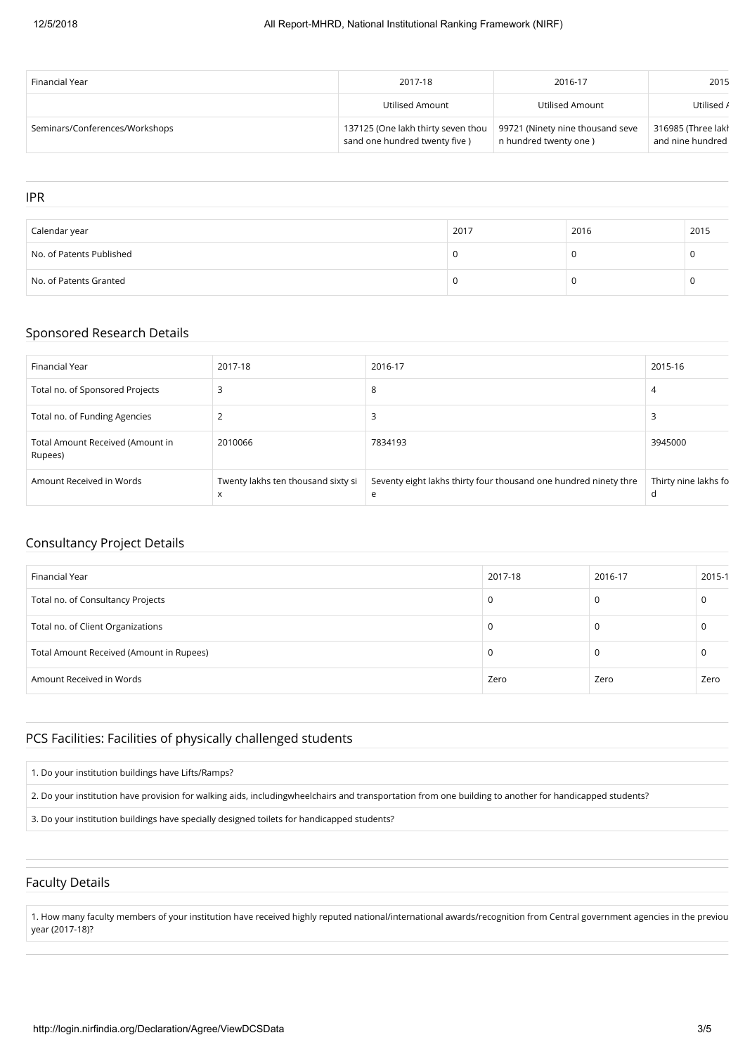| Financial Year | 2017-18 | 2016-17 | 2015 |
|---|---|---|---|
| | Utilised Amount | Utilised Amount | Utilised A |
| Seminars/Conferences/Workshops | 137125 (One lakh thirty seven thousand one hundred twenty five ) | 99721 (Ninety nine thousand seven hundred twenty one ) | 316985 (Three lakh and nine hundred |

## IPR

| Calendar year | 2017 | 2016 | 2015 |
|---|---|---|---|
| No. of Patents Published | 0 | 0 | 0 |
| No. of Patents Granted | 0 | 0 | 0 |

## Sponsored Research Details

| Financial Year | 2017-18 | 2016-17 | 2015-16 |
|---|---|---|---|
| Total no. of Sponsored Projects | 3 | 8 | 4 |
| Total no. of Funding Agencies | 2 | 3 | 3 |
| Total Amount Received (Amount in Rupees) | 2010066 | 7834193 | 3945000 |
| Amount Received in Words | Twenty lakhs ten thousand sixty six | Seventy eight lakhs thirty four thousand one hundred ninety three | Thirty nine lakhs fo d |

## Consultancy Project Details

| Financial Year | 2017-18 | 2016-17 | 2015-1 |
|---|---|---|---|
| Total no. of Consultancy Projects | 0 | 0 | 0 |
| Total no. of Client Organizations | 0 | 0 | 0 |
| Total Amount Received (Amount in Rupees) | 0 | 0 | 0 |
| Amount Received in Words | Zero | Zero | Zero |

## PCS Facilities: Facilities of physically challenged students

1. Do your institution buildings have Lifts/Ramps?

2. Do your institution have provision for walking aids, includingwheelchairs and transportation from one building to another for handicapped students?

3. Do your institution buildings have specially designed toilets for handicapped students?

## Faculty Details

1. How many faculty members of your institution have received highly reputed national/international awards/recognition from Central government agencies in the previou year (2017-18)?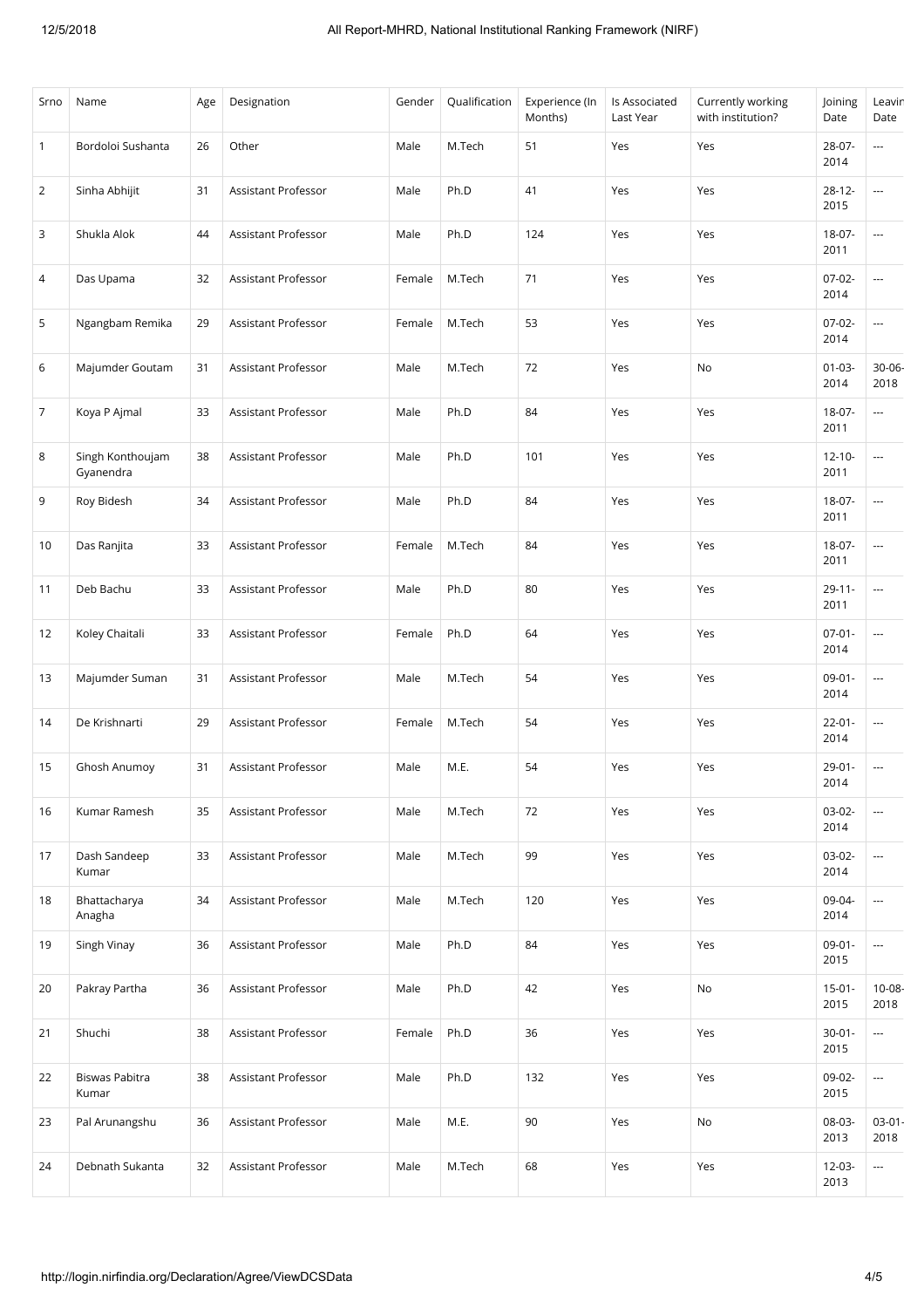| Srno | Name | Age | Designation | Gender | Qualification | Experience (In Months) | Is Associated Last Year | Currently working with institution? | Joining Date | Leavin Date |
|---|---|---|---|---|---|---|---|---|---|---|
| 1 | Bordoloi Sushanta | 26 | Other | Male | M.Tech | 51 | Yes | Yes | 28-07-2014 | --- |
| 2 | Sinha Abhijit | 31 | Assistant Professor | Male | Ph.D | 41 | Yes | Yes | 28-12-2015 | --- |
| 3 | Shukla Alok | 44 | Assistant Professor | Male | Ph.D | 124 | Yes | Yes | 18-07-2011 | --- |
| 4 | Das Upama | 32 | Assistant Professor | Female | M.Tech | 71 | Yes | Yes | 07-02-2014 | --- |
| 5 | Ngangbam Remika | 29 | Assistant Professor | Female | M.Tech | 53 | Yes | Yes | 07-02-2014 | --- |
| 6 | Majumder Goutam | 31 | Assistant Professor | Male | M.Tech | 72 | Yes | No | 01-03-2014 | 30-06-2018 |
| 7 | Koya P Ajmal | 33 | Assistant Professor | Male | Ph.D | 84 | Yes | Yes | 18-07-2011 | --- |
| 8 | Singh Konthoujam Gyanendra | 38 | Assistant Professor | Male | Ph.D | 101 | Yes | Yes | 12-10-2011 | --- |
| 9 | Roy Bidesh | 34 | Assistant Professor | Male | Ph.D | 84 | Yes | Yes | 18-07-2011 | --- |
| 10 | Das Ranjita | 33 | Assistant Professor | Female | M.Tech | 84 | Yes | Yes | 18-07-2011 | --- |
| 11 | Deb Bachu | 33 | Assistant Professor | Male | Ph.D | 80 | Yes | Yes | 29-11-2011 | --- |
| 12 | Koley Chaitali | 33 | Assistant Professor | Female | Ph.D | 64 | Yes | Yes | 07-01-2014 | --- |
| 13 | Majumder Suman | 31 | Assistant Professor | Male | M.Tech | 54 | Yes | Yes | 09-01-2014 | --- |
| 14 | De Krishnarti | 29 | Assistant Professor | Female | M.Tech | 54 | Yes | Yes | 22-01-2014 | --- |
| 15 | Ghosh Anumoy | 31 | Assistant Professor | Male | M.E. | 54 | Yes | Yes | 29-01-2014 | --- |
| 16 | Kumar Ramesh | 35 | Assistant Professor | Male | M.Tech | 72 | Yes | Yes | 03-02-2014 | --- |
| 17 | Dash Sandeep Kumar | 33 | Assistant Professor | Male | M.Tech | 99 | Yes | Yes | 03-02-2014 | --- |
| 18 | Bhattacharya Anagha | 34 | Assistant Professor | Male | M.Tech | 120 | Yes | Yes | 09-04-2014 | --- |
| 19 | Singh Vinay | 36 | Assistant Professor | Male | Ph.D | 84 | Yes | Yes | 09-01-2015 | --- |
| 20 | Pakray Partha | 36 | Assistant Professor | Male | Ph.D | 42 | Yes | No | 15-01-2015 | 10-08-2018 |
| 21 | Shuchi | 38 | Assistant Professor | Female | Ph.D | 36 | Yes | Yes | 30-01-2015 | --- |
| 22 | Biswas Pabitra Kumar | 38 | Assistant Professor | Male | Ph.D | 132 | Yes | Yes | 09-02-2015 | --- |
| 23 | Pal Arunangshu | 36 | Assistant Professor | Male | M.E. | 90 | Yes | No | 08-03-2013 | 03-01-2018 |
| 24 | Debnath Sukanta | 32 | Assistant Professor | Male | M.Tech | 68 | Yes | Yes | 12-03-2013 | --- |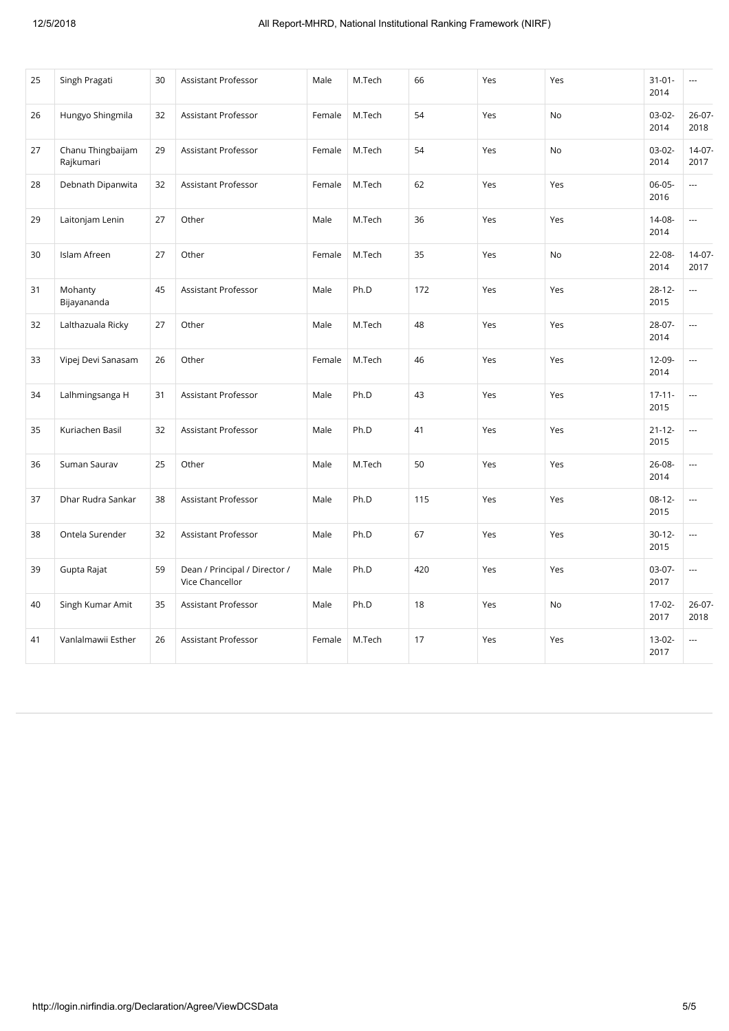| | | | | | | | | | | |
|---|---|---|---|---|---|---|---|---|---|---|
| 25 | Singh Pragati | 30 | Assistant Professor | Male | M.Tech | 66 | Yes | Yes | 31-01-2014 | --- |
| 26 | Hungyo Shingmila | 32 | Assistant Professor | Female | M.Tech | 54 | Yes | No | 03-02-2014 | 26-07-2018 |
| 27 | Chanu Thingbaijam Rajkumari | 29 | Assistant Professor | Female | M.Tech | 54 | Yes | No | 03-02-2014 | 14-07-2017 |
| 28 | Debnath Dipanwita | 32 | Assistant Professor | Female | M.Tech | 62 | Yes | Yes | 06-05-2016 | --- |
| 29 | Laitonjam Lenin | 27 | Other | Male | M.Tech | 36 | Yes | Yes | 14-08-2014 | --- |
| 30 | Islam Afreen | 27 | Other | Female | M.Tech | 35 | Yes | No | 22-08-2014 | 14-07-2017 |
| 31 | Mohanty Bijayananda | 45 | Assistant Professor | Male | Ph.D | 172 | Yes | Yes | 28-12-2015 | --- |
| 32 | Lalthazuala Ricky | 27 | Other | Male | M.Tech | 48 | Yes | Yes | 28-07-2014 | --- |
| 33 | Vipej Devi Sanasam | 26 | Other | Female | M.Tech | 46 | Yes | Yes | 12-09-2014 | --- |
| 34 | Lalhmingsanga H | 31 | Assistant Professor | Male | Ph.D | 43 | Yes | Yes | 17-11-2015 | --- |
| 35 | Kuriachen Basil | 32 | Assistant Professor | Male | Ph.D | 41 | Yes | Yes | 21-12-2015 | --- |
| 36 | Suman Saurav | 25 | Other | Male | M.Tech | 50 | Yes | Yes | 26-08-2014 | --- |
| 37 | Dhar Rudra Sankar | 38 | Assistant Professor | Male | Ph.D | 115 | Yes | Yes | 08-12-2015 | --- |
| 38 | Ontela Surender | 32 | Assistant Professor | Male | Ph.D | 67 | Yes | Yes | 30-12-2015 | --- |
| 39 | Gupta Rajat | 59 | Dean / Principal / Director / Vice Chancellor | Male | Ph.D | 420 | Yes | Yes | 03-07-2017 | --- |
| 40 | Singh Kumar Amit | 35 | Assistant Professor | Male | Ph.D | 18 | Yes | No | 17-02-2017 | 26-07-2018 |
| 41 | Vanlalmawii Esther | 26 | Assistant Professor | Female | M.Tech | 17 | Yes | Yes | 13-02-2017 | --- |